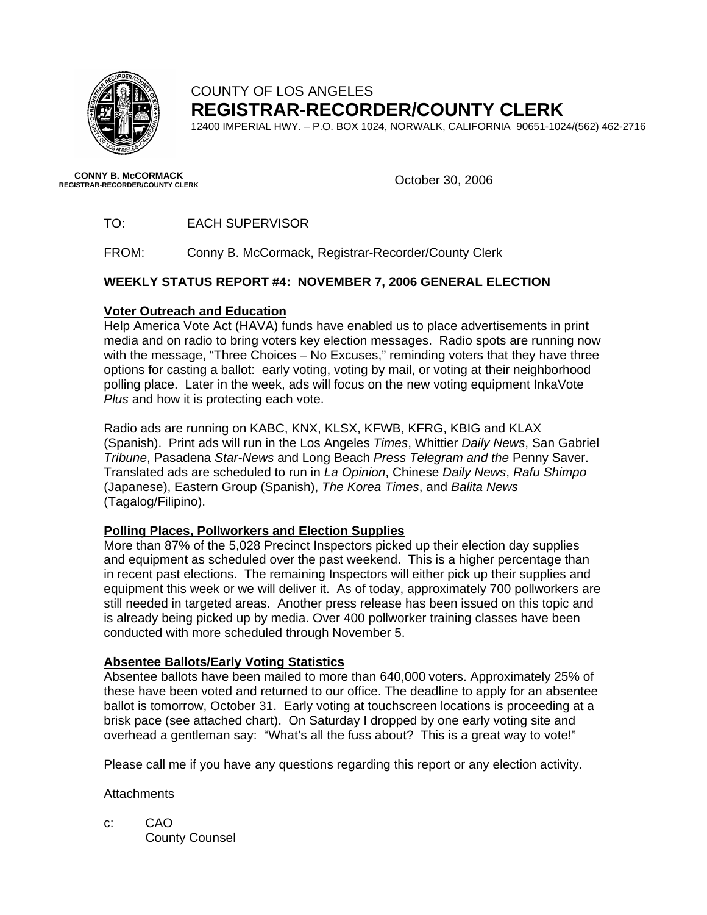COUNTY OF LOS ANGELES
**REGISTRAR-RECORDER/COUNTY CLERK**
12400 IMPERIAL HWY. – P.O. BOX 1024, NORWALK, CALIFORNIA 90651-1024/(562) 462-2716

**CONNY B. McCORMACK**
**REGISTRAR-RECORDER/COUNTY CLERK**

October 30, 2006

TO: EACH SUPERVISOR

FROM: Conny B. McCormack, Registrar-Recorder/County Clerk

**WEEKLY STATUS REPORT #4: NOVEMBER 7, 2006 GENERAL ELECTION**

**Voter Outreach and Education**

Help America Vote Act (HAVA) funds have enabled us to place advertisements in print media and on radio to bring voters key election messages. Radio spots are running now with the message, "Three Choices – No Excuses," reminding voters that they have three options for casting a ballot: early voting, voting by mail, or voting at their neighborhood polling place. Later in the week, ads will focus on the new voting equipment InkaVote *Plus* and how it is protecting each vote.

Radio ads are running on KABC, KNX, KLSX, KFWB, KFRG, KBIG and KLAX (Spanish). Print ads will run in the Los Angeles *Times*, Whittier *Daily News*, San Gabriel *Tribune*, Pasadena *Star-News* and Long Beach *Press Telegram and the* Penny Saver. Translated ads are scheduled to run in *La Opinion*, Chinese *Daily News*, *Rafu Shimpo* (Japanese), Eastern Group (Spanish), *The Korea Times*, and *Balita News* (Tagalog/Filipino).

**Polling Places, Pollworkers and Election Supplies**

More than 87% of the 5,028 Precinct Inspectors picked up their election day supplies and equipment as scheduled over the past weekend. This is a higher percentage than in recent past elections. The remaining Inspectors will either pick up their supplies and equipment this week or we will deliver it. As of today, approximately 700 pollworkers are still needed in targeted areas. Another press release has been issued on this topic and is already being picked up by media. Over 400 pollworker training classes have been conducted with more scheduled through November 5.

**Absentee Ballots/Early Voting Statistics**

Absentee ballots have been mailed to more than 640,000 voters. Approximately 25% of these have been voted and returned to our office. The deadline to apply for an absentee ballot is tomorrow, October 31. Early voting at touchscreen locations is proceeding at a brisk pace (see attached chart). On Saturday I dropped by one early voting site and overhead a gentleman say: "What's all the fuss about? This is a great way to vote!"

Please call me if you have any questions regarding this report or any election activity.

Attachments

c: CAO
County Counsel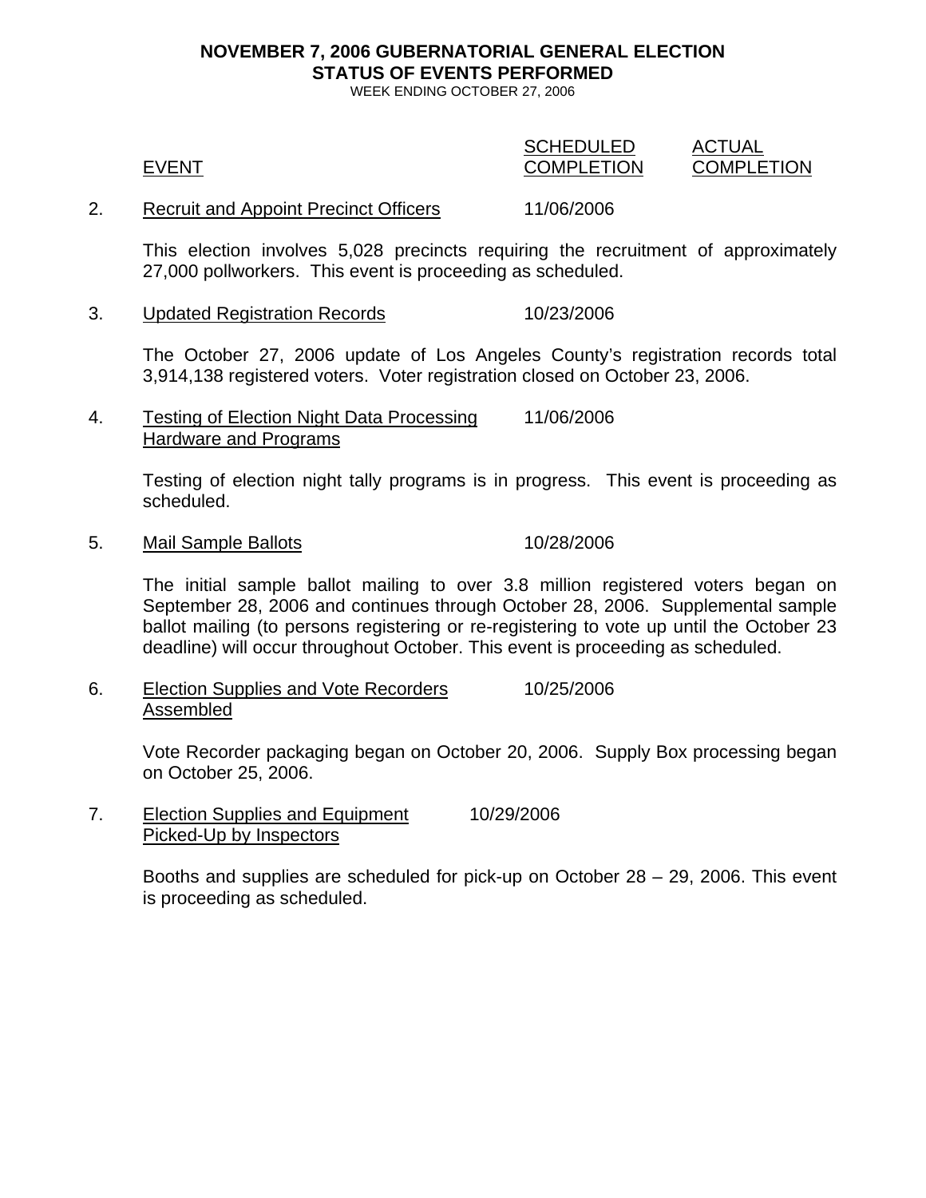**NOVEMBER 7, 2006 GUBERNATORIAL GENERAL ELECTION**
**STATUS OF EVENTS PERFORMED**
WEEK ENDING OCTOBER 27, 2006

| | EVENT | SCHEDULED COMPLETION | ACTUAL COMPLETION |
|---|---|---|---|
| 2. | Recruit and Appoint Precinct Officers | 11/06/2006 | |

This election involves 5,028 precincts requiring the recruitment of approximately 27,000 pollworkers. This event is proceeding as scheduled.

| | EVENT | SCHEDULED COMPLETION | ACTUAL COMPLETION |
|---|---|---|---|
| 3. | Updated Registration Records | 10/23/2006 | |

The October 27, 2006 update of Los Angeles County's registration records total 3,914,138 registered voters. Voter registration closed on October 23, 2006.

| | EVENT | SCHEDULED COMPLETION | ACTUAL COMPLETION |
|---|---|---|---|
| 4. | Testing of Election Night Data Processing Hardware and Programs | 11/06/2006 | |

Testing of election night tally programs is in progress. This event is proceeding as scheduled.

| | EVENT | SCHEDULED COMPLETION | ACTUAL COMPLETION |
|---|---|---|---|
| 5. | Mail Sample Ballots | 10/28/2006 | |

The initial sample ballot mailing to over 3.8 million registered voters began on September 28, 2006 and continues through October 28, 2006. Supplemental sample ballot mailing (to persons registering or re-registering to vote up until the October 23 deadline) will occur throughout October. This event is proceeding as scheduled.

| | EVENT | SCHEDULED COMPLETION | ACTUAL COMPLETION |
|---|---|---|---|
| 6. | Election Supplies and Vote Recorders Assembled | 10/25/2006 | |

Vote Recorder packaging began on October 20, 2006. Supply Box processing began on October 25, 2006.

| | EVENT | SCHEDULED COMPLETION | ACTUAL COMPLETION |
|---|---|---|---|
| 7. | Election Supplies and Equipment Picked-Up by Inspectors | 10/29/2006 | |

Booths and supplies are scheduled for pick-up on October 28 – 29, 2006. This event is proceeding as scheduled.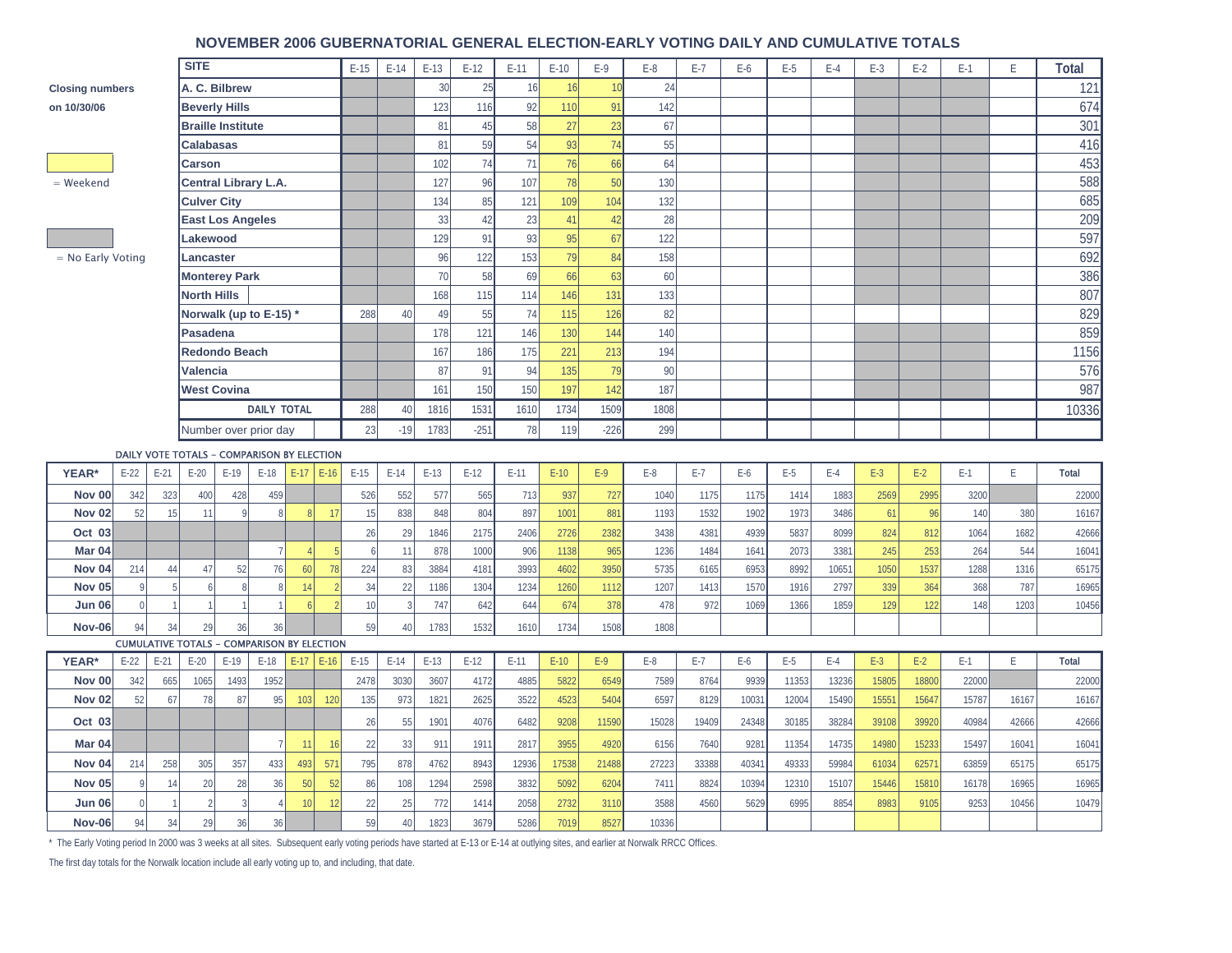## NOVEMBER 2006 GUBERNATORIAL GENERAL ELECTION-EARLY VOTING DAILY AND CUMULATIVE TOTALS

Closing numbers on 10/30/06

= Weekend

= No Early Voting

| SITE | E-15 | E-14 | E-13 | E-12 | E-11 | E-10 | E-9 | E-8 | E-7 | E-6 | E-5 | E-4 | E-3 | E-2 | E-1 | E | Total |
|---|---|---|---|---|---|---|---|---|---|---|---|---|---|---|---|---|---|
| A. C. Bilbrew | | | 30 | 25 | 16 | 16 | 10 | 24 | | | | | | | | | 121 |
| Beverly Hills | | | 123 | 116 | 92 | 110 | 91 | 142 | | | | | | | | | 674 |
| Braille Institute | | | 81 | 45 | 58 | 27 | 23 | 67 | | | | | | | | | 301 |
| Calabasas | | | 81 | 59 | 54 | 93 | 74 | 55 | | | | | | | | | 416 |
| Carson | | | 102 | 74 | 71 | 76 | 66 | 64 | | | | | | | | | 453 |
| Central Library L.A. | | | 127 | 96 | 107 | 78 | 50 | 130 | | | | | | | | | 588 |
| Culver City | | | 134 | 85 | 121 | 109 | 104 | 132 | | | | | | | | | 685 |
| East Los Angeles | | | 33 | 42 | 23 | 41 | 42 | 28 | | | | | | | | | 209 |
| Lakewood | | | 129 | 91 | 93 | 95 | 67 | 122 | | | | | | | | | 597 |
| Lancaster | | | 96 | 122 | 153 | 79 | 84 | 158 | | | | | | | | | 692 |
| Monterey Park | | | 70 | 58 | 69 | 66 | 63 | 60 | | | | | | | | | 386 |
| North Hills | | | 168 | 115 | 114 | 146 | 131 | 133 | | | | | | | | | 807 |
| Norwalk (up to E-15) * | 288 | 40 | 49 | 55 | 74 | 115 | 126 | 82 | | | | | | | | | 829 |
| Pasadena | | | 178 | 121 | 146 | 130 | 144 | 140 | | | | | | | | | 859 |
| Redondo Beach | | | 167 | 186 | 175 | 221 | 213 | 194 | | | | | | | | | 1156 |
| Valencia | | | 87 | 91 | 94 | 135 | 79 | 90 | | | | | | | | | 576 |
| West Covina | | | 161 | 150 | 150 | 197 | 142 | 187 | | | | | | | | | 987 |
| DAILY TOTAL | 288 | 40 | 1816 | 1531 | 1610 | 1734 | 1509 | 1808 | | | | | | | | | 10336 |
| Number over prior day | 23 | -19 | 1783 | -251 | 78 | 119 | -226 | 299 | | | | | | | | | |

DAILY VOTE TOTALS – COMPARISON BY ELECTION

| YEAR* | E-22 | E-21 | E-20 | E-19 | E-18 | E-17 | E-16 | E-15 | E-14 | E-13 | E-12 | E-11 | E-10 | E-9 | E-8 | E-7 | E-6 | E-5 | E-4 | E-3 | E-2 | E-1 | E | Total |
|---|---|---|---|---|---|---|---|---|---|---|---|---|---|---|---|---|---|---|---|---|---|---|---|---|
| Nov 00 | 342 | 323 | 400 | 428 | 459 | | | 526 | 552 | 577 | 565 | 713 | 937 | 727 | 1040 | 1175 | 1175 | 1414 | 1883 | 2569 | 2995 | 3200 | | 22000 |
| Nov 02 | 52 | 15 | 11 | 9 | 8 | 8 | 17 | 15 | 838 | 848 | 804 | 897 | 1001 | 881 | 1193 | 1532 | 1902 | 1973 | 3486 | 61 | 96 | 140 | 380 | 16167 |
| Oct 03 | | | | | | | | 26 | 29 | 1846 | 2175 | 2406 | 2726 | 2382 | 3438 | 4381 | 4939 | 5837 | 8099 | 824 | 812 | 1064 | 1682 | 42666 |
| Mar 04 | | | | | 7 | 4 | 5 | 6 | 11 | 878 | 1000 | 906 | 1138 | 965 | 1236 | 1484 | 1641 | 2073 | 3381 | 245 | 253 | 264 | 544 | 16041 |
| Nov 04 | 214 | 44 | 47 | 52 | 76 | 60 | 78 | 224 | 83 | 3884 | 4181 | 3993 | 4602 | 3950 | 5735 | 6165 | 6953 | 8992 | 10651 | 1050 | 1537 | 1288 | 1316 | 65175 |
| Nov 05 | 9 | 5 | 6 | 8 | 8 | 14 | 2 | 34 | 22 | 1186 | 1304 | 1234 | 1260 | 1112 | 1207 | 1413 | 1570 | 1916 | 2797 | 339 | 364 | 368 | 787 | 16965 |
| Jun 06 | 0 | 1 | 1 | 1 | 1 | 6 | 2 | 10 | 3 | 747 | 642 | 644 | 674 | 378 | 478 | 972 | 1069 | 1366 | 1859 | 129 | 122 | 148 | 1203 | 10456 |
| Nov-06 | 94 | 34 | 29 | 36 | 36 | | | 59 | 40 | 1783 | 1532 | 1610 | 1734 | 1508 | 1808 | | | | | | | | | |

CUMULATIVE TOTALS – COMPARISON BY ELECTION

| YEAR* | E-22 | E-21 | E-20 | E-19 | E-18 | E-17 | E-16 | E-15 | E-14 | E-13 | E-12 | E-11 | E-10 | E-9 | E-8 | E-7 | E-6 | E-5 | E-4 | E-3 | E-2 | E-1 | E | Total |
|---|---|---|---|---|---|---|---|---|---|---|---|---|---|---|---|---|---|---|---|---|---|---|---|---|
| Nov 00 | 342 | 665 | 1065 | 1493 | 1952 | | | 2478 | 3030 | 3607 | 4172 | 4885 | 5822 | 6549 | 7589 | 8764 | 9939 | 11353 | 13236 | 15805 | 18800 | 22000 | | 22000 |
| Nov 02 | 52 | 67 | 78 | 87 | 95 | 103 | 120 | 135 | 973 | 1821 | 2625 | 3522 | 4523 | 5404 | 6597 | 8129 | 10031 | 12004 | 15490 | 15551 | 15647 | 15787 | 16167 | 16167 |
| Oct 03 | | | | | | | | 26 | 55 | 1901 | 4076 | 6482 | 9208 | 11590 | 15028 | 19409 | 24348 | 30185 | 38284 | 39108 | 39920 | 40984 | 42666 | 42666 |
| Mar 04 | | | | | 7 | 11 | 16 | 22 | 33 | 911 | 1911 | 2817 | 3955 | 4920 | 6156 | 7640 | 9281 | 11354 | 14735 | 14980 | 15233 | 15497 | 16041 | 16041 |
| Nov 04 | 214 | 258 | 305 | 357 | 433 | 493 | 571 | 795 | 878 | 4762 | 8943 | 12936 | 17538 | 21488 | 27223 | 33388 | 40341 | 49333 | 59984 | 61034 | 62571 | 63859 | 65175 | 65175 |
| Nov 05 | 9 | 14 | 20 | 28 | 36 | 50 | 52 | 86 | 108 | 1294 | 2598 | 3832 | 5092 | 6204 | 7411 | 8824 | 10394 | 12310 | 15107 | 15446 | 15810 | 16178 | 16965 | 16965 |
| Jun 06 | 0 | 1 | 2 | 3 | 4 | 10 | 12 | 22 | 25 | 772 | 1414 | 2058 | 2732 | 3110 | 3588 | 4560 | 5629 | 6995 | 8854 | 8983 | 9105 | 9253 | 10456 | 10479 |
| Nov-06 | 94 | 34 | 29 | 36 | 36 | | | 59 | 40 | 1823 | 3679 | 5286 | 7019 | 8527 | 10336 | | | | | | | | | |

* The Early Voting period In 2000 was 3 weeks at all sites. Subsequent early voting periods have started at E-13 or E-14 at outlying sites, and earlier at Norwalk RRCC Offices.

The first day totals for the Norwalk location include all early voting up to, and including, that date.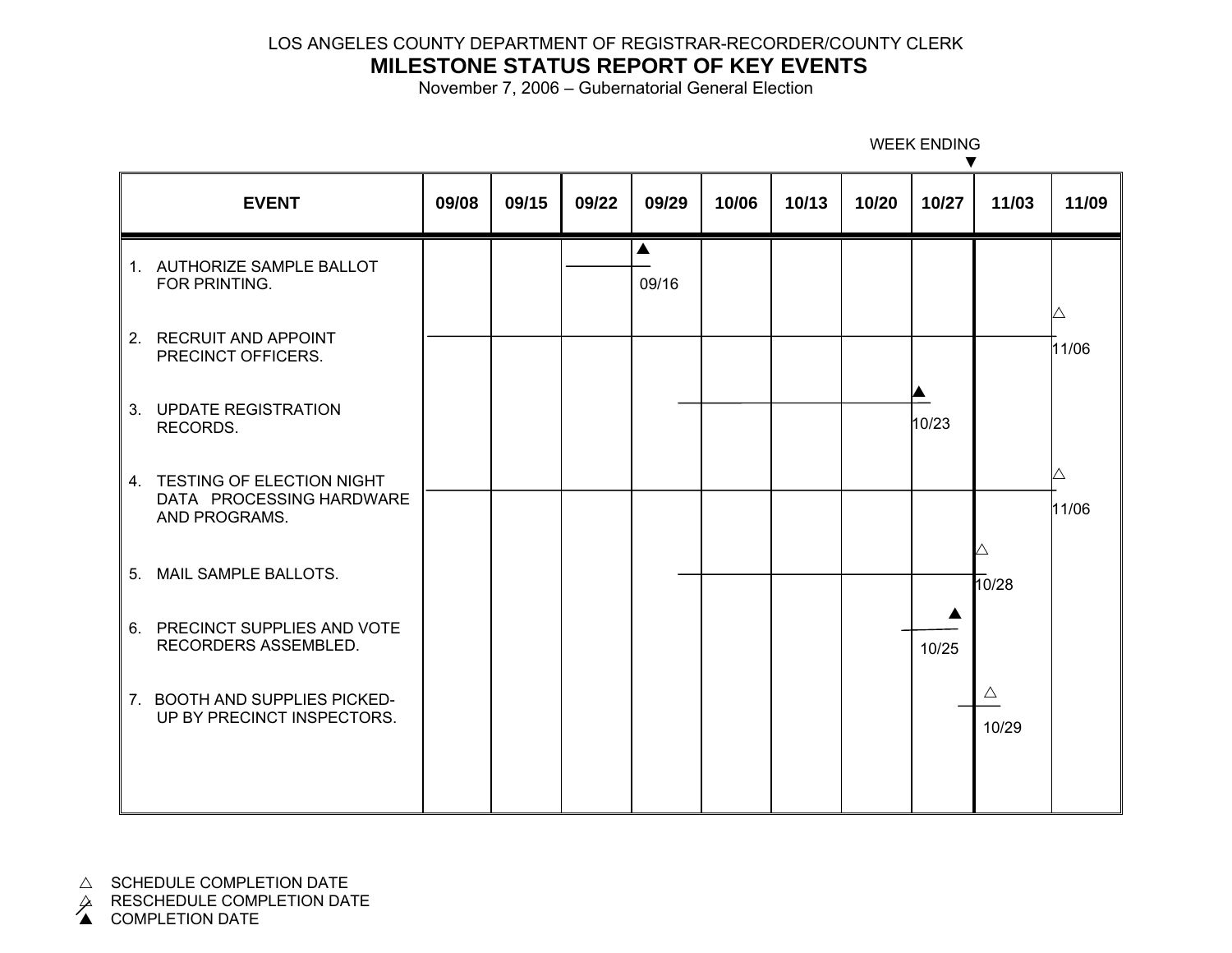LOS ANGELES COUNTY DEPARTMENT OF REGISTRAR-RECORDER/COUNTY CLERK

# MILESTONE STATUS REPORT OF KEY EVENTS

November 7, 2006 – Gubernatorial General Election

WEEK ENDING ▼

| EVENT | 09/08 | 09/15 | 09/22 | 09/29 | 10/06 | 10/13 | 10/20 | 10/27 | 11/03 | 11/09 |
|---|---|---|---|---|---|---|---|---|---|---|
| 1. AUTHORIZE SAMPLE BALLOT FOR PRINTING. | | | | ▲ 09/16 | | | | | | |
| 2. RECRUIT AND APPOINT PRECINCT OFFICERS. | | | | | | | | | | △ 11/06 |
| 3. UPDATE REGISTRATION RECORDS. | | | | | | | | ▲ 10/23 | | |
| 4. TESTING OF ELECTION NIGHT DATA PROCESSING HARDWARE AND PROGRAMS. | | | | | | | | | | △ 11/06 |
| 5. MAIL SAMPLE BALLOTS. | | | | | | | | | △ 10/28 | |
| 6. PRECINCT SUPPLIES AND VOTE RECORDERS ASSEMBLED. | | | | | | | | ▲ 10/25 | | |
| 7. BOOTH AND SUPPLIES PICKED-UP BY PRECINCT INSPECTORS. | | | | | | | | | △ 10/29 | |

△ SCHEDULE COMPLETION DATE

RESCHEDULE COMPLETION DATE

▲ COMPLETION DATE